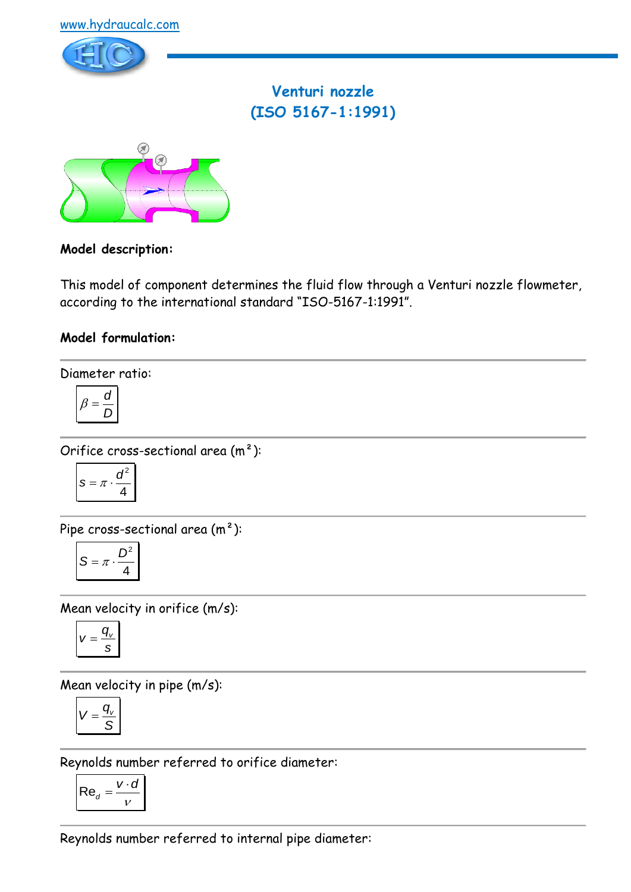www.hydraucalc.com

# Venturi nozzle
# (ISO 5167-1:1991)

**Model description:**

This model of component determines the fluid flow through a Venturi nozzle flowmeter, according to the international standard “ISO-5167-1:1991”.

**Model formulation:**

Diameter ratio:

$$\beta = \frac{d}{D}$$

Orifice cross-sectional area (m²):

$$s = \pi \cdot \frac{d^2}{4}$$

Pipe cross-sectional area (m²):

$$S = \pi \cdot \frac{D^2}{4}$$

Mean velocity in orifice (m/s):

$$v = \frac{q_v}{s}$$

Mean velocity in pipe (m/s):

$$V = \frac{q_v}{S}$$

Reynolds number referred to orifice diameter:

$$\mathrm{Re}_d = \frac{v \cdot d}{\nu}$$

Reynolds number referred to internal pipe diameter: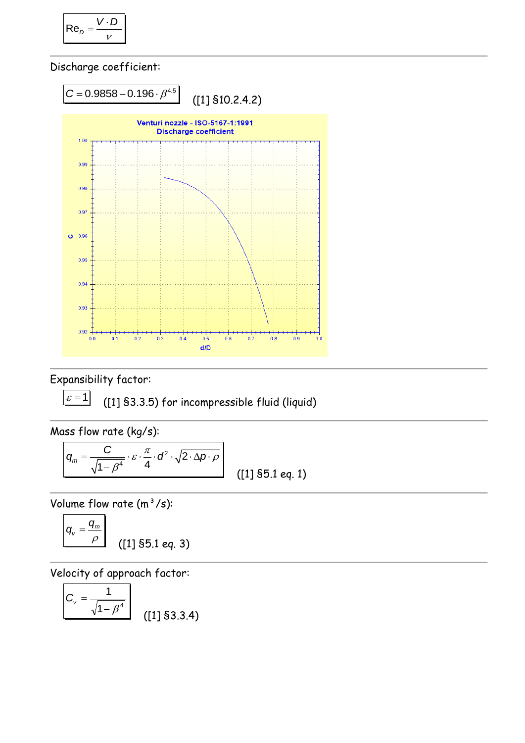$$Re_D = \frac{V \cdot D}{\nu}$$

Discharge coefficient:

$$C = 0.9858 - 0.196 \cdot \beta^{4.5}$$

([1] §10.2.4.2)

Venturi nozzle - ISO-5167-1:1991
Discharge coefficient

Expansibility factor:

$$\varepsilon = 1$$

([1] §3.3.5) for incompressible fluid (liquid)

Mass flow rate (kg/s):

$$q_m = \frac{C}{\sqrt{1-\beta^4}} \cdot \varepsilon \cdot \frac{\pi}{4} \cdot d^2 \cdot \sqrt{2 \cdot \Delta p \cdot \rho}$$

([1] §5.1 eq. 1)

Volume flow rate ($m^3/s$):

$$q_v = \frac{q_m}{\rho}$$

([1] §5.1 eq. 3)

Velocity of approach factor:

$$C_v = \frac{1}{\sqrt{1-\beta^4}}$$

([1] §3.3.4)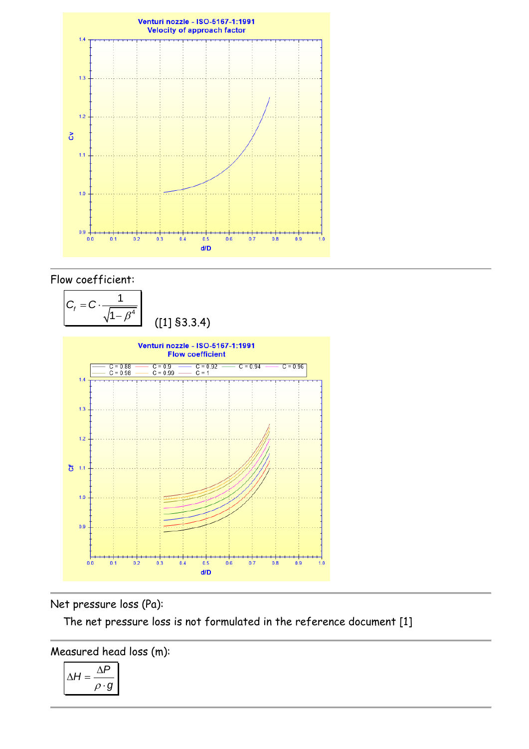Flow coefficient:

$$C_f = C \cdot \frac{1}{\sqrt{1-\beta^4}}$$

([1] §3.3.4)

Net pressure loss (Pa):

The net pressure loss is not formulated in the reference document [1]

Measured head loss (m):

$$\Delta H = \frac{\Delta P}{\rho \cdot g}$$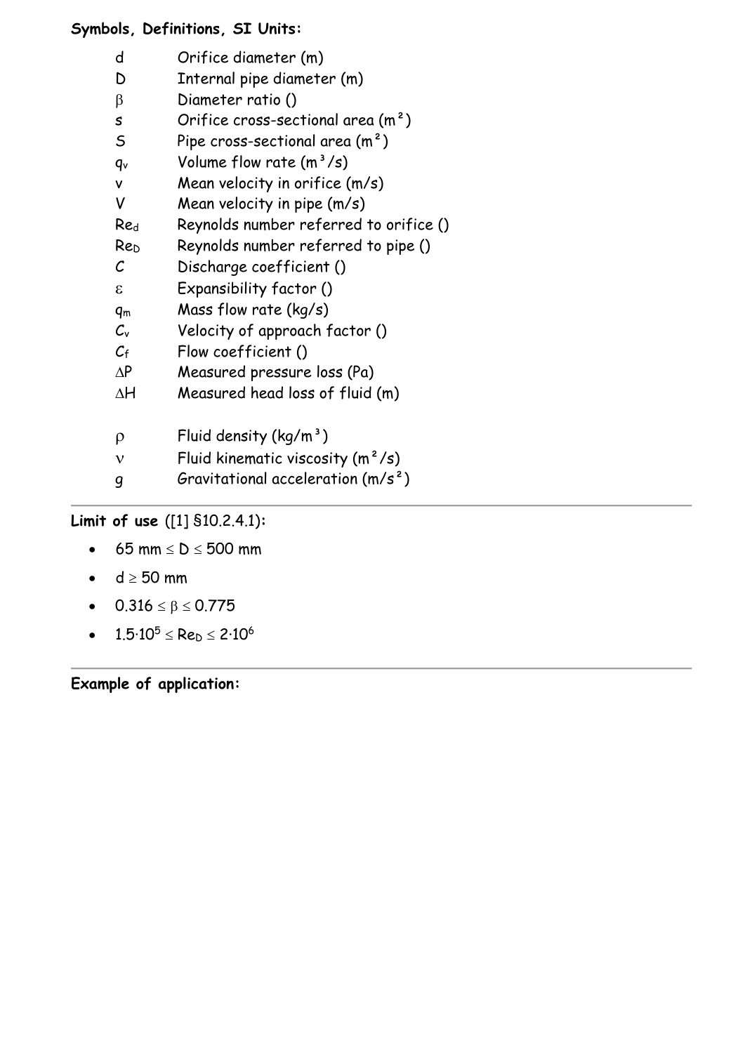**Symbols, Definitions, SI Units:**

| | |
|---|---|
| $d$ | Orifice diameter (m) |
| $D$ | Internal pipe diameter (m) |
| $\beta$ | Diameter ratio () |
| $s$ | Orifice cross-sectional area (m²) |
| $S$ | Pipe cross-sectional area (m²) |
| $q_v$ | Volume flow rate (m³/s) |
| $v$ | Mean velocity in orifice (m/s) |
| $V$ | Mean velocity in pipe (m/s) |
| $Re_d$ | Reynolds number referred to orifice () |
| $Re_D$ | Reynolds number referred to pipe () |
| $C$ | Discharge coefficient () |
| $\varepsilon$ | Expansibility factor () |
| $q_m$ | Mass flow rate (kg/s) |
| $C_v$ | Velocity of approach factor () |
| $C_f$ | Flow coefficient () |
| $\Delta P$ | Measured pressure loss (Pa) |
| $\Delta H$ | Measured head loss of fluid (m) |
| | |
| $\rho$ | Fluid density (kg/m³) |
| $\nu$ | Fluid kinematic viscosity (m²/s) |
| $g$ | Gravitational acceleration (m/s²) |

---

**Limit of use** ([1] §10.2.4.1):

- $65 \text{ mm} \leq D \leq 500 \text{ mm}$
- $d \geq 50 \text{ mm}$
- $0.316 \leq \beta \leq 0.775$
- $1.5 \cdot 10^5 \leq Re_D \leq 2 \cdot 10^6$

---

**Example of application:**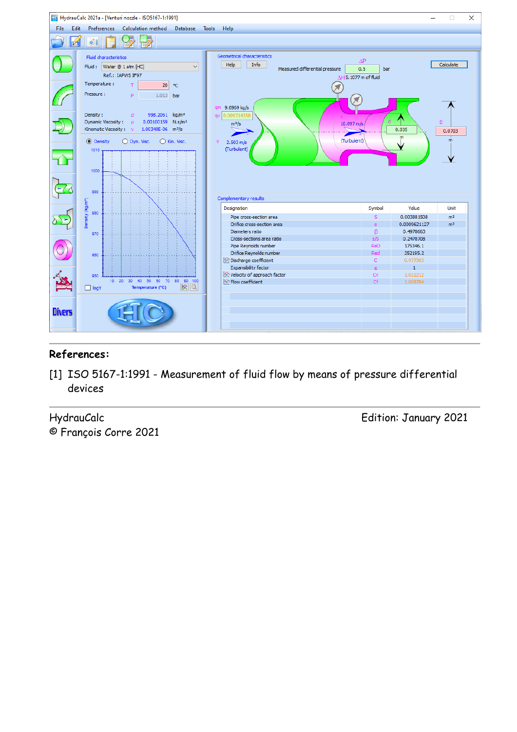**References:**

[1] ISO 5167-1:1991 - Measurement of fluid flow by means of pressure differential devices